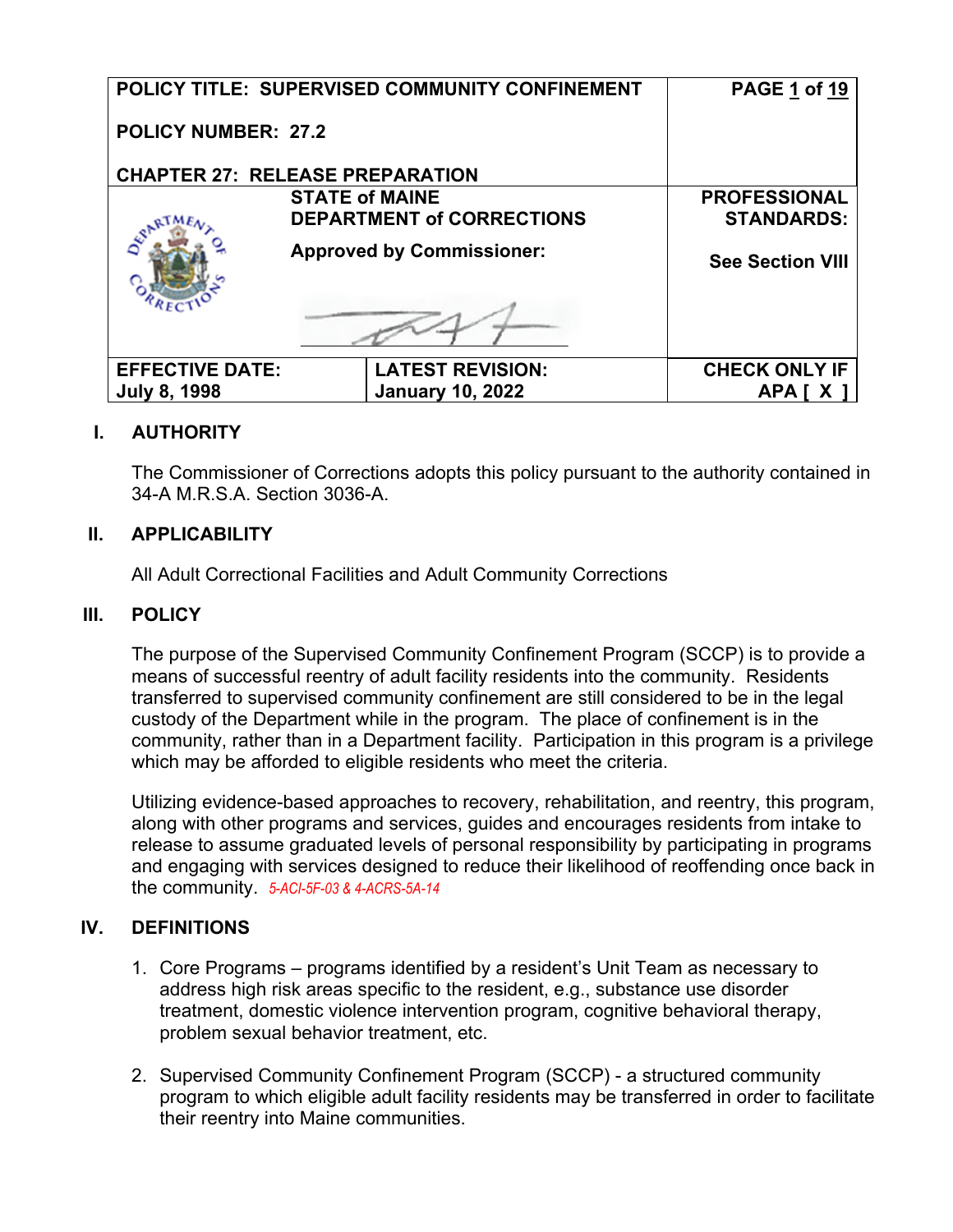| POLICY TITLE: SUPERVISED COMMUNITY CONFINEMENT<br><br>POLICY NUMBER: 27.2<br><br>CHAPTER 27: RELEASE PREPARATION | | PAGE 1 of 19 |
|---|---|---|
| STATE of MAINE<br>DEPARTMENT of CORRECTIONS<br><br>Approved by Commissioner: | | PROFESSIONAL STANDARDS:<br><br>See Section VIII |
| EFFECTIVE DATE:<br>July 8, 1998 | LATEST REVISION:<br>January 10, 2022 | CHECK ONLY IF APA [ X ] |

## I. AUTHORITY

The Commissioner of Corrections adopts this policy pursuant to the authority contained in 34-A M.R.S.A. Section 3036-A.

## II. APPLICABILITY

All Adult Correctional Facilities and Adult Community Corrections

## III. POLICY

The purpose of the Supervised Community Confinement Program (SCCP) is to provide a means of successful reentry of adult facility residents into the community. Residents transferred to supervised community confinement are still considered to be in the legal custody of the Department while in the program. The place of confinement is in the community, rather than in a Department facility. Participation in this program is a privilege which may be afforded to eligible residents who meet the criteria.

Utilizing evidence-based approaches to recovery, rehabilitation, and reentry, this program, along with other programs and services, guides and encourages residents from intake to release to assume graduated levels of personal responsibility by participating in programs and engaging with services designed to reduce their likelihood of reoffending once back in the community. *5-ACI-5F-03 & 4-ACRS-5A-14*

## IV. DEFINITIONS

1. Core Programs – programs identified by a resident's Unit Team as necessary to address high risk areas specific to the resident, e.g., substance use disorder treatment, domestic violence intervention program, cognitive behavioral therapy, problem sexual behavior treatment, etc.

2. Supervised Community Confinement Program (SCCP) - a structured community program to which eligible adult facility residents may be transferred in order to facilitate their reentry into Maine communities.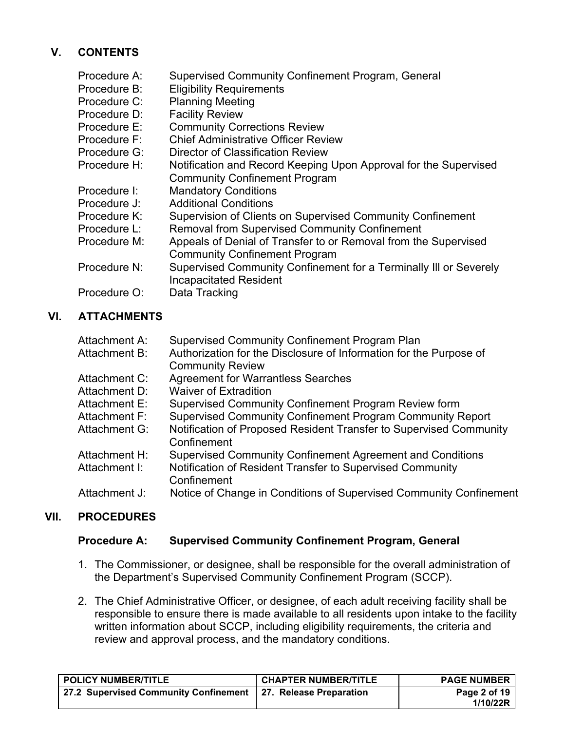## V. CONTENTS

| | |
|---|---|
| Procedure A: | Supervised Community Confinement Program, General |
| Procedure B: | Eligibility Requirements |
| Procedure C: | Planning Meeting |
| Procedure D: | Facility Review |
| Procedure E: | Community Corrections Review |
| Procedure F: | Chief Administrative Officer Review |
| Procedure G: | Director of Classification Review |
| Procedure H: | Notification and Record Keeping Upon Approval for the Supervised Community Confinement Program |
| Procedure I: | Mandatory Conditions |
| Procedure J: | Additional Conditions |
| Procedure K: | Supervision of Clients on Supervised Community Confinement |
| Procedure L: | Removal from Supervised Community Confinement |
| Procedure M: | Appeals of Denial of Transfer to or Removal from the Supervised Community Confinement Program |
| Procedure N: | Supervised Community Confinement for a Terminally Ill or Severely Incapacitated Resident |
| Procedure O: | Data Tracking |

## VI. ATTACHMENTS

| | |
|---|---|
| Attachment A: | Supervised Community Confinement Program Plan |
| Attachment B: | Authorization for the Disclosure of Information for the Purpose of Community Review |
| Attachment C: | Agreement for Warrantless Searches |
| Attachment D: | Waiver of Extradition |
| Attachment E: | Supervised Community Confinement Program Review form |
| Attachment F: | Supervised Community Confinement Program Community Report |
| Attachment G: | Notification of Proposed Resident Transfer to Supervised Community Confinement |
| Attachment H: | Supervised Community Confinement Agreement and Conditions |
| Attachment I: | Notification of Resident Transfer to Supervised Community Confinement |
| Attachment J: | Notice of Change in Conditions of Supervised Community Confinement |

## VII. PROCEDURES

### Procedure A: Supervised Community Confinement Program, General

1. The Commissioner, or designee, shall be responsible for the overall administration of the Department's Supervised Community Confinement Program (SCCP).

2. The Chief Administrative Officer, or designee, of each adult receiving facility shall be responsible to ensure there is made available to all residents upon intake to the facility written information about SCCP, including eligibility requirements, the criteria and review and approval process, and the mandatory conditions.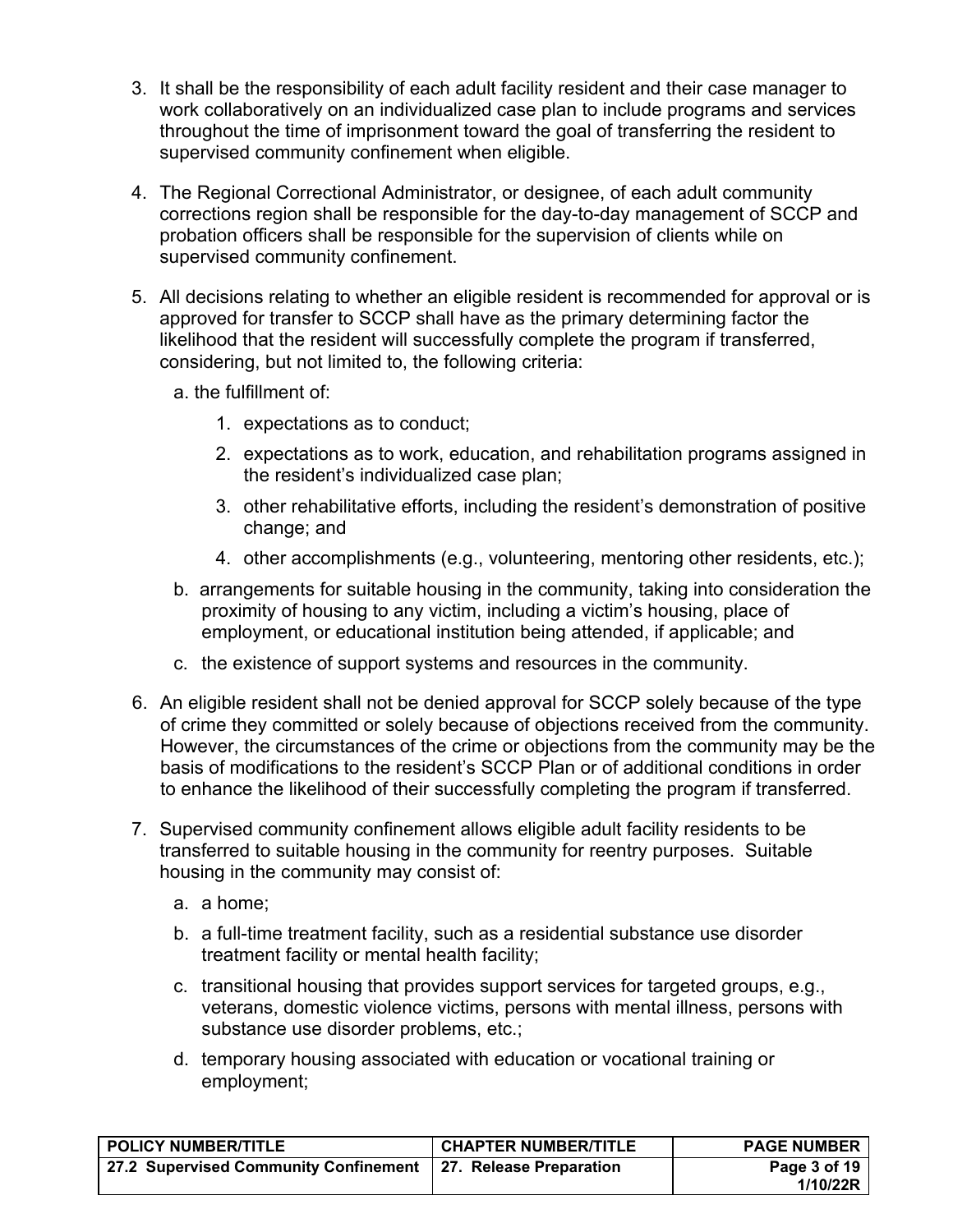3. It shall be the responsibility of each adult facility resident and their case manager to work collaboratively on an individualized case plan to include programs and services throughout the time of imprisonment toward the goal of transferring the resident to supervised community confinement when eligible.

4. The Regional Correctional Administrator, or designee, of each adult community corrections region shall be responsible for the day-to-day management of SCCP and probation officers shall be responsible for the supervision of clients while on supervised community confinement.

5. All decisions relating to whether an eligible resident is recommended for approval or is approved for transfer to SCCP shall have as the primary determining factor the likelihood that the resident will successfully complete the program if transferred, considering, but not limited to, the following criteria:

   a. the fulfillment of:

      1. expectations as to conduct;
      2. expectations as to work, education, and rehabilitation programs assigned in the resident's individualized case plan;
      3. other rehabilitative efforts, including the resident's demonstration of positive change; and
      4. other accomplishments (e.g., volunteering, mentoring other residents, etc.);

   b. arrangements for suitable housing in the community, taking into consideration the proximity of housing to any victim, including a victim's housing, place of employment, or educational institution being attended, if applicable; and

   c. the existence of support systems and resources in the community.

6. An eligible resident shall not be denied approval for SCCP solely because of the type of crime they committed or solely because of objections received from the community. However, the circumstances of the crime or objections from the community may be the basis of modifications to the resident's SCCP Plan or of additional conditions in order to enhance the likelihood of their successfully completing the program if transferred.

7. Supervised community confinement allows eligible adult facility residents to be transferred to suitable housing in the community for reentry purposes. Suitable housing in the community may consist of:

   a. a home;
   b. a full-time treatment facility, such as a residential substance use disorder treatment facility or mental health facility;
   c. transitional housing that provides support services for targeted groups, e.g., veterans, domestic violence victims, persons with mental illness, persons with substance use disorder problems, etc.;
   d. temporary housing associated with education or vocational training or employment;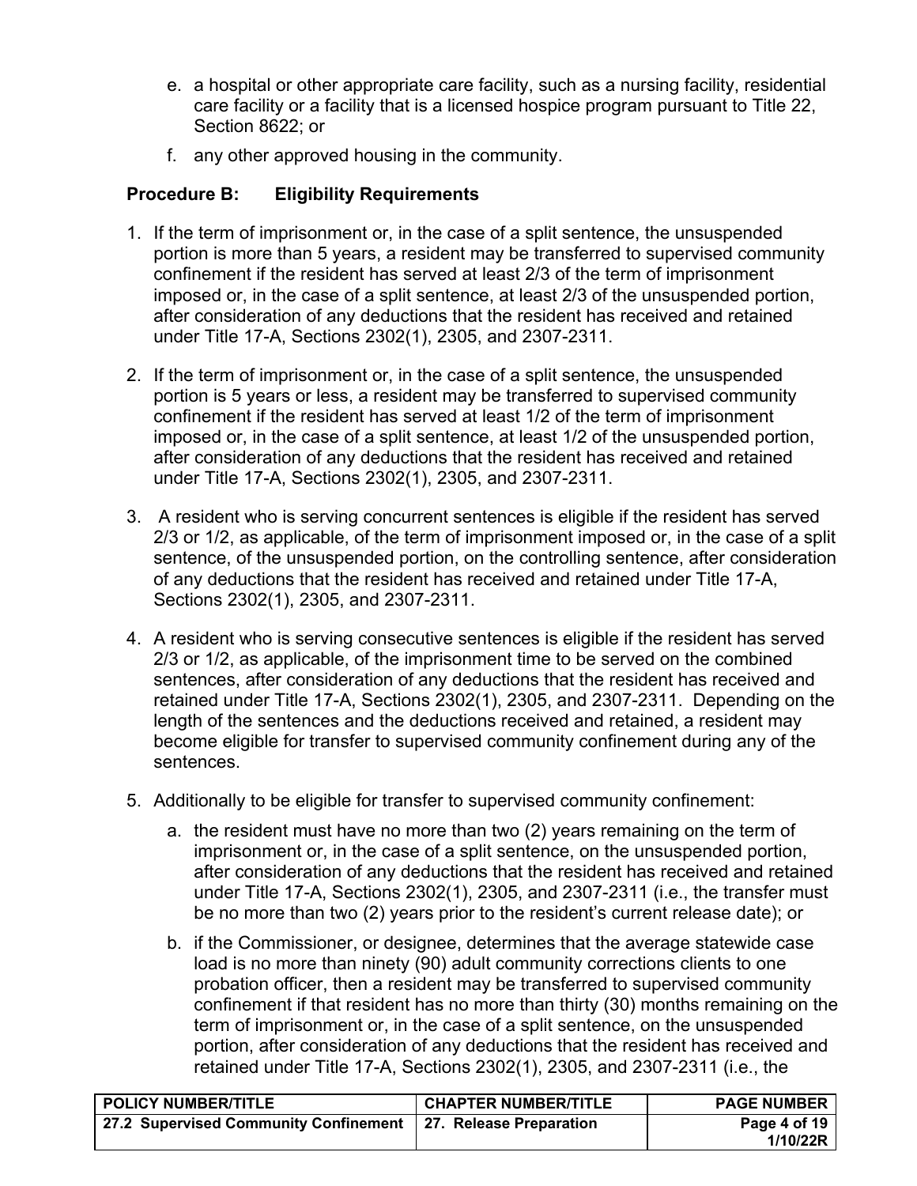e. a hospital or other appropriate care facility, such as a nursing facility, residential care facility or a facility that is a licensed hospice program pursuant to Title 22, Section 8622; or

f. any other approved housing in the community.

### Procedure B: Eligibility Requirements

1. If the term of imprisonment or, in the case of a split sentence, the unsuspended portion is more than 5 years, a resident may be transferred to supervised community confinement if the resident has served at least 2/3 of the term of imprisonment imposed or, in the case of a split sentence, at least 2/3 of the unsuspended portion, after consideration of any deductions that the resident has received and retained under Title 17-A, Sections 2302(1), 2305, and 2307-2311.

2. If the term of imprisonment or, in the case of a split sentence, the unsuspended portion is 5 years or less, a resident may be transferred to supervised community confinement if the resident has served at least 1/2 of the term of imprisonment imposed or, in the case of a split sentence, at least 1/2 of the unsuspended portion, after consideration of any deductions that the resident has received and retained under Title 17-A, Sections 2302(1), 2305, and 2307-2311.

3. A resident who is serving concurrent sentences is eligible if the resident has served 2/3 or 1/2, as applicable, of the term of imprisonment imposed or, in the case of a split sentence, of the unsuspended portion, on the controlling sentence, after consideration of any deductions that the resident has received and retained under Title 17-A, Sections 2302(1), 2305, and 2307-2311.

4. A resident who is serving consecutive sentences is eligible if the resident has served 2/3 or 1/2, as applicable, of the imprisonment time to be served on the combined sentences, after consideration of any deductions that the resident has received and retained under Title 17-A, Sections 2302(1), 2305, and 2307-2311. Depending on the length of the sentences and the deductions received and retained, a resident may become eligible for transfer to supervised community confinement during any of the sentences.

5. Additionally to be eligible for transfer to supervised community confinement:

   a. the resident must have no more than two (2) years remaining on the term of imprisonment or, in the case of a split sentence, on the unsuspended portion, after consideration of any deductions that the resident has received and retained under Title 17-A, Sections 2302(1), 2305, and 2307-2311 (i.e., the transfer must be no more than two (2) years prior to the resident's current release date); or

   b. if the Commissioner, or designee, determines that the average statewide case load is no more than ninety (90) adult community corrections clients to one probation officer, then a resident may be transferred to supervised community confinement if that resident has no more than thirty (30) months remaining on the term of imprisonment or, in the case of a split sentence, on the unsuspended portion, after consideration of any deductions that the resident has received and retained under Title 17-A, Sections 2302(1), 2305, and 2307-2311 (i.e., the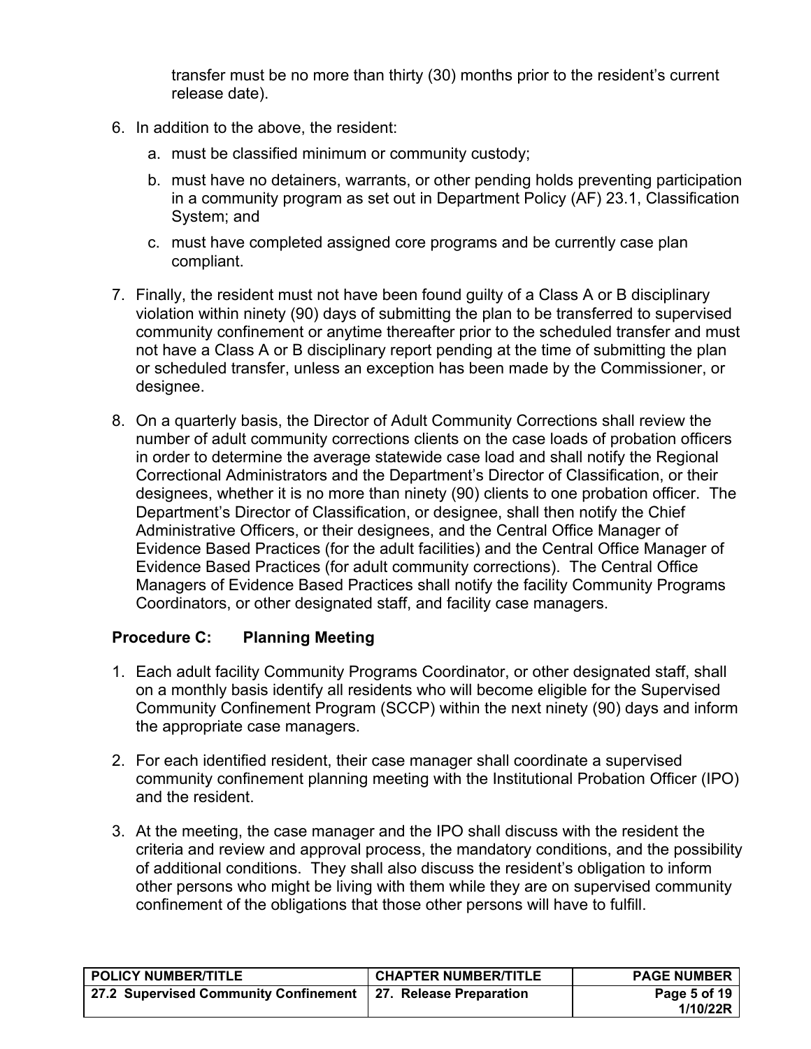transfer must be no more than thirty (30) months prior to the resident's current release date).

6. In addition to the above, the resident:
   a. must be classified minimum or community custody;
   b. must have no detainers, warrants, or other pending holds preventing participation in a community program as set out in Department Policy (AF) 23.1, Classification System; and
   c. must have completed assigned core programs and be currently case plan compliant.

7. Finally, the resident must not have been found guilty of a Class A or B disciplinary violation within ninety (90) days of submitting the plan to be transferred to supervised community confinement or anytime thereafter prior to the scheduled transfer and must not have a Class A or B disciplinary report pending at the time of submitting the plan or scheduled transfer, unless an exception has been made by the Commissioner, or designee.

8. On a quarterly basis, the Director of Adult Community Corrections shall review the number of adult community corrections clients on the case loads of probation officers in order to determine the average statewide case load and shall notify the Regional Correctional Administrators and the Department's Director of Classification, or their designees, whether it is no more than ninety (90) clients to one probation officer. The Department's Director of Classification, or designee, shall then notify the Chief Administrative Officers, or their designees, and the Central Office Manager of Evidence Based Practices (for the adult facilities) and the Central Office Manager of Evidence Based Practices (for adult community corrections). The Central Office Managers of Evidence Based Practices shall notify the facility Community Programs Coordinators, or other designated staff, and facility case managers.

### Procedure C: Planning Meeting

1. Each adult facility Community Programs Coordinator, or other designated staff, shall on a monthly basis identify all residents who will become eligible for the Supervised Community Confinement Program (SCCP) within the next ninety (90) days and inform the appropriate case managers.

2. For each identified resident, their case manager shall coordinate a supervised community confinement planning meeting with the Institutional Probation Officer (IPO) and the resident.

3. At the meeting, the case manager and the IPO shall discuss with the resident the criteria and review and approval process, the mandatory conditions, and the possibility of additional conditions. They shall also discuss the resident's obligation to inform other persons who might be living with them while they are on supervised community confinement of the obligations that those other persons will have to fulfill.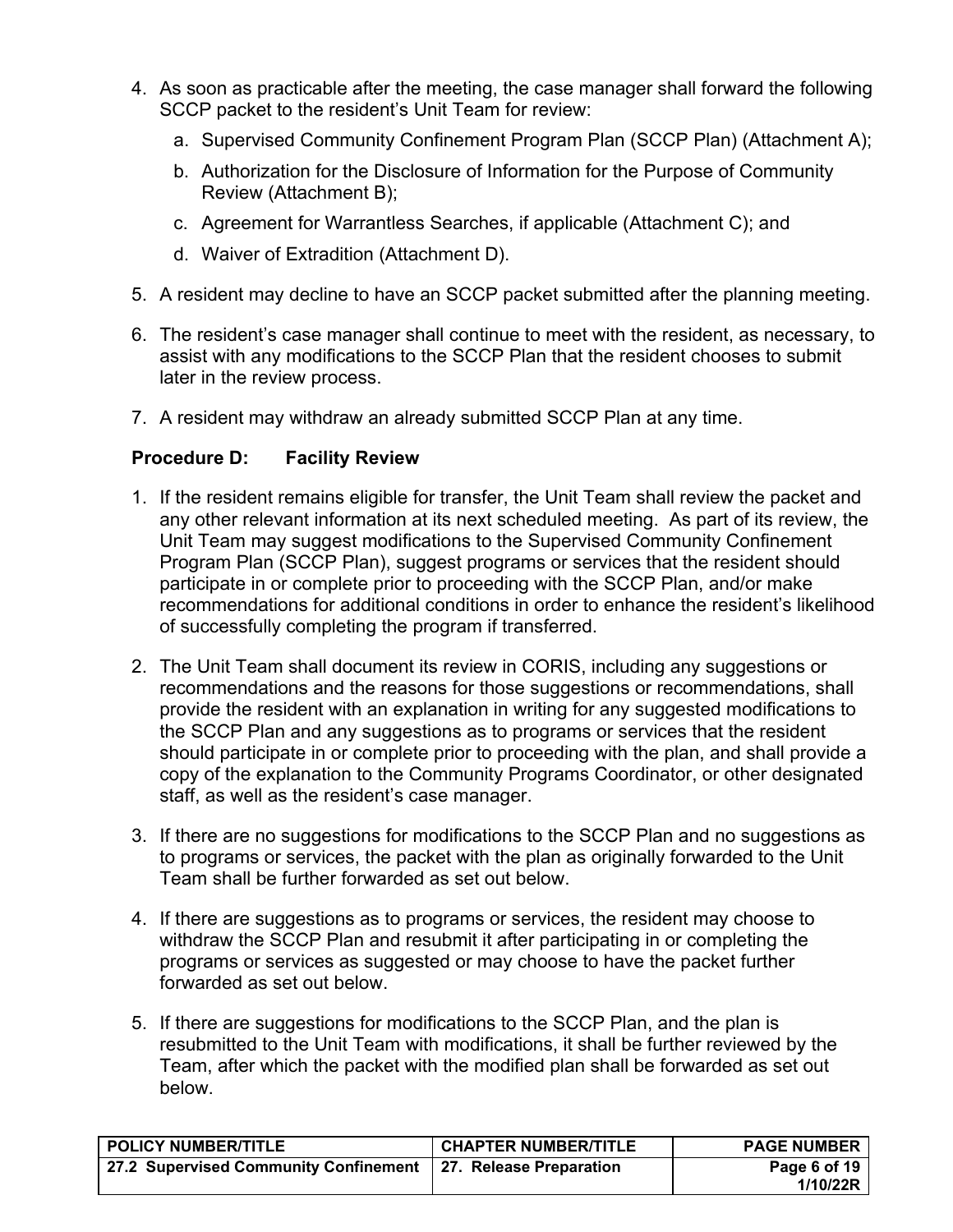4. As soon as practicable after the meeting, the case manager shall forward the following SCCP packet to the resident's Unit Team for review:
   a. Supervised Community Confinement Program Plan (SCCP Plan) (Attachment A);
   b. Authorization for the Disclosure of Information for the Purpose of Community Review (Attachment B);
   c. Agreement for Warrantless Searches, if applicable (Attachment C); and
   d. Waiver of Extradition (Attachment D).
5. A resident may decline to have an SCCP packet submitted after the planning meeting.
6. The resident's case manager shall continue to meet with the resident, as necessary, to assist with any modifications to the SCCP Plan that the resident chooses to submit later in the review process.
7. A resident may withdraw an already submitted SCCP Plan at any time.

**Procedure D: Facility Review**

1. If the resident remains eligible for transfer, the Unit Team shall review the packet and any other relevant information at its next scheduled meeting. As part of its review, the Unit Team may suggest modifications to the Supervised Community Confinement Program Plan (SCCP Plan), suggest programs or services that the resident should participate in or complete prior to proceeding with the SCCP Plan, and/or make recommendations for additional conditions in order to enhance the resident's likelihood of successfully completing the program if transferred.
2. The Unit Team shall document its review in CORIS, including any suggestions or recommendations and the reasons for those suggestions or recommendations, shall provide the resident with an explanation in writing for any suggested modifications to the SCCP Plan and any suggestions as to programs or services that the resident should participate in or complete prior to proceeding with the plan, and shall provide a copy of the explanation to the Community Programs Coordinator, or other designated staff, as well as the resident's case manager.
3. If there are no suggestions for modifications to the SCCP Plan and no suggestions as to programs or services, the packet with the plan as originally forwarded to the Unit Team shall be further forwarded as set out below.
4. If there are suggestions as to programs or services, the resident may choose to withdraw the SCCP Plan and resubmit it after participating in or completing the programs or services as suggested or may choose to have the packet further forwarded as set out below.
5. If there are suggestions for modifications to the SCCP Plan, and the plan is resubmitted to the Unit Team with modifications, it shall be further reviewed by the Team, after which the packet with the modified plan shall be forwarded as set out below.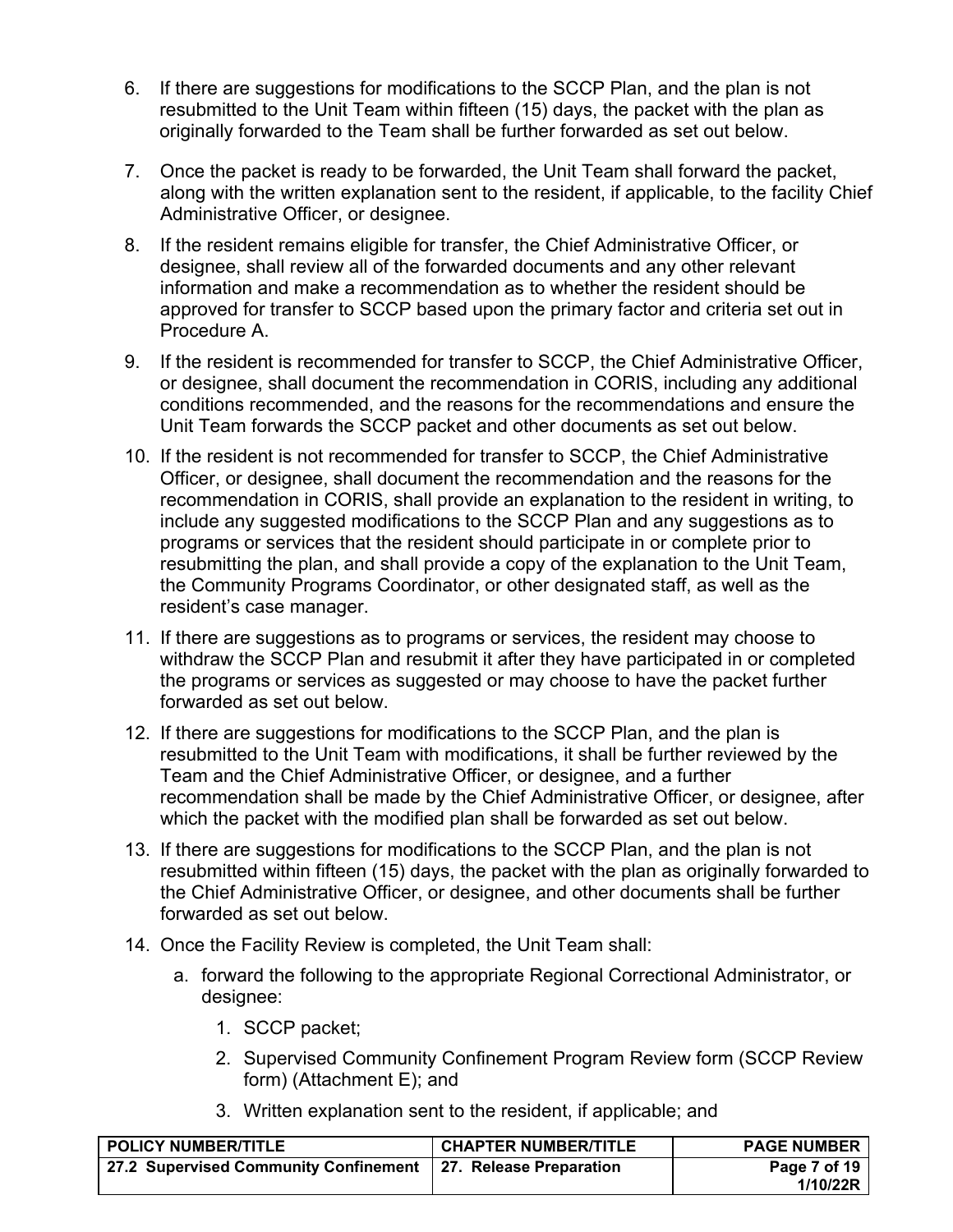6. If there are suggestions for modifications to the SCCP Plan, and the plan is not resubmitted to the Unit Team within fifteen (15) days, the packet with the plan as originally forwarded to the Team shall be further forwarded as set out below.

7. Once the packet is ready to be forwarded, the Unit Team shall forward the packet, along with the written explanation sent to the resident, if applicable, to the facility Chief Administrative Officer, or designee.

8. If the resident remains eligible for transfer, the Chief Administrative Officer, or designee, shall review all of the forwarded documents and any other relevant information and make a recommendation as to whether the resident should be approved for transfer to SCCP based upon the primary factor and criteria set out in Procedure A.

9. If the resident is recommended for transfer to SCCP, the Chief Administrative Officer, or designee, shall document the recommendation in CORIS, including any additional conditions recommended, and the reasons for the recommendations and ensure the Unit Team forwards the SCCP packet and other documents as set out below.

10. If the resident is not recommended for transfer to SCCP, the Chief Administrative Officer, or designee, shall document the recommendation and the reasons for the recommendation in CORIS, shall provide an explanation to the resident in writing, to include any suggested modifications to the SCCP Plan and any suggestions as to programs or services that the resident should participate in or complete prior to resubmitting the plan, and shall provide a copy of the explanation to the Unit Team, the Community Programs Coordinator, or other designated staff, as well as the resident's case manager.

11. If there are suggestions as to programs or services, the resident may choose to withdraw the SCCP Plan and resubmit it after they have participated in or completed the programs or services as suggested or may choose to have the packet further forwarded as set out below.

12. If there are suggestions for modifications to the SCCP Plan, and the plan is resubmitted to the Unit Team with modifications, it shall be further reviewed by the Team and the Chief Administrative Officer, or designee, and a further recommendation shall be made by the Chief Administrative Officer, or designee, after which the packet with the modified plan shall be forwarded as set out below.

13. If there are suggestions for modifications to the SCCP Plan, and the plan is not resubmitted within fifteen (15) days, the packet with the plan as originally forwarded to the Chief Administrative Officer, or designee, and other documents shall be further forwarded as set out below.

14. Once the Facility Review is completed, the Unit Team shall:

    a. forward the following to the appropriate Regional Correctional Administrator, or designee:

        1. SCCP packet;

        2. Supervised Community Confinement Program Review form (SCCP Review form) (Attachment E); and

        3. Written explanation sent to the resident, if applicable; and

| POLICY NUMBER/TITLE | CHAPTER NUMBER/TITLE | PAGE NUMBER |
|---|---|---|
| 27.2 Supervised Community Confinement | 27. Release Preparation | Page 7 of 19 1/10/22R |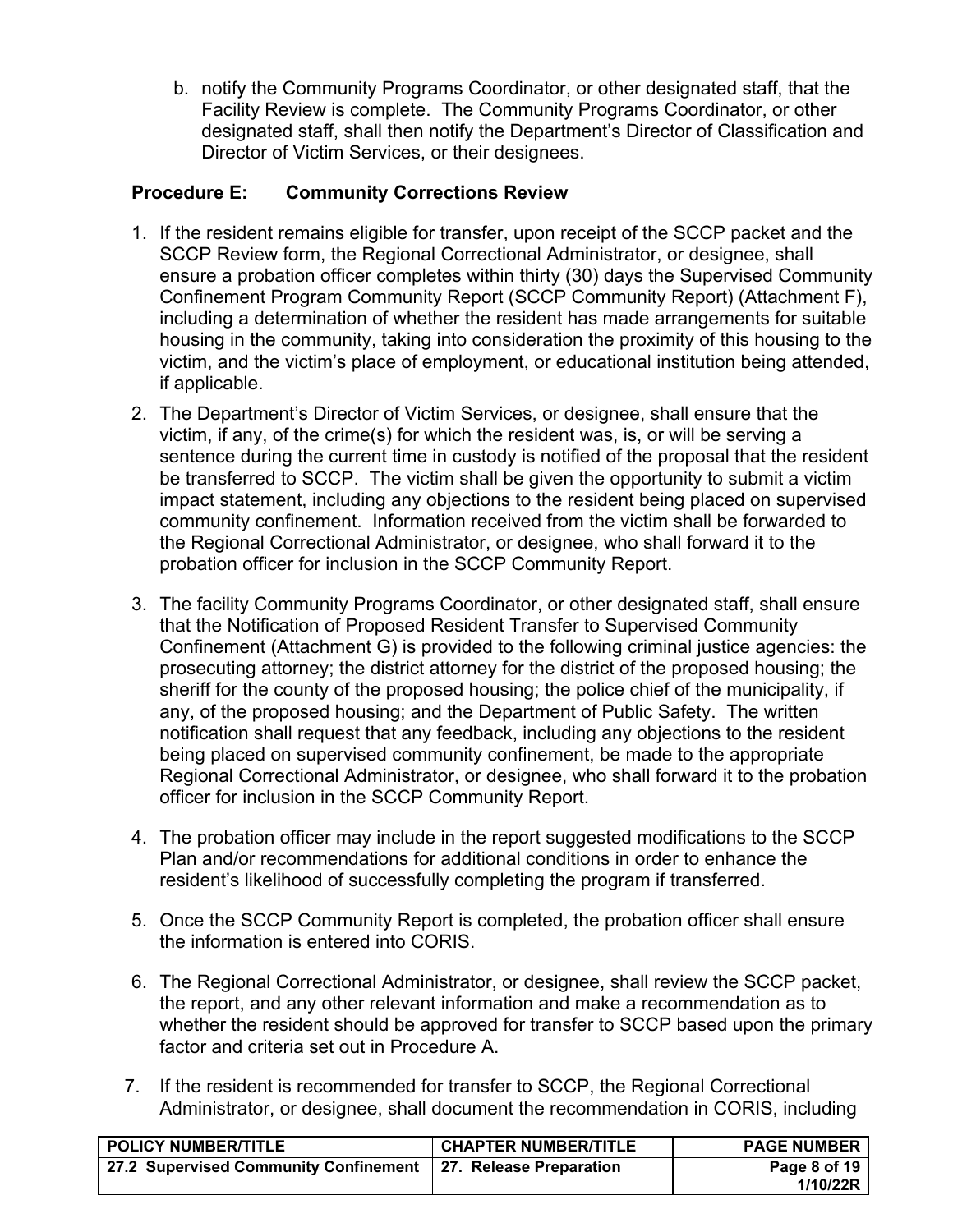b. notify the Community Programs Coordinator, or other designated staff, that the Facility Review is complete. The Community Programs Coordinator, or other designated staff, shall then notify the Department's Director of Classification and Director of Victim Services, or their designees.

**Procedure E: Community Corrections Review**

1. If the resident remains eligible for transfer, upon receipt of the SCCP packet and the SCCP Review form, the Regional Correctional Administrator, or designee, shall ensure a probation officer completes within thirty (30) days the Supervised Community Confinement Program Community Report (SCCP Community Report) (Attachment F), including a determination of whether the resident has made arrangements for suitable housing in the community, taking into consideration the proximity of this housing to the victim, and the victim's place of employment, or educational institution being attended, if applicable.
2. The Department's Director of Victim Services, or designee, shall ensure that the victim, if any, of the crime(s) for which the resident was, is, or will be serving a sentence during the current time in custody is notified of the proposal that the resident be transferred to SCCP. The victim shall be given the opportunity to submit a victim impact statement, including any objections to the resident being placed on supervised community confinement. Information received from the victim shall be forwarded to the Regional Correctional Administrator, or designee, who shall forward it to the probation officer for inclusion in the SCCP Community Report.
3. The facility Community Programs Coordinator, or other designated staff, shall ensure that the Notification of Proposed Resident Transfer to Supervised Community Confinement (Attachment G) is provided to the following criminal justice agencies: the prosecuting attorney; the district attorney for the district of the proposed housing; the sheriff for the county of the proposed housing; the police chief of the municipality, if any, of the proposed housing; and the Department of Public Safety. The written notification shall request that any feedback, including any objections to the resident being placed on supervised community confinement, be made to the appropriate Regional Correctional Administrator, or designee, who shall forward it to the probation officer for inclusion in the SCCP Community Report.
4. The probation officer may include in the report suggested modifications to the SCCP Plan and/or recommendations for additional conditions in order to enhance the resident's likelihood of successfully completing the program if transferred.
5. Once the SCCP Community Report is completed, the probation officer shall ensure the information is entered into CORIS.
6. The Regional Correctional Administrator, or designee, shall review the SCCP packet, the report, and any other relevant information and make a recommendation as to whether the resident should be approved for transfer to SCCP based upon the primary factor and criteria set out in Procedure A.
7. If the resident is recommended for transfer to SCCP, the Regional Correctional Administrator, or designee, shall document the recommendation in CORIS, including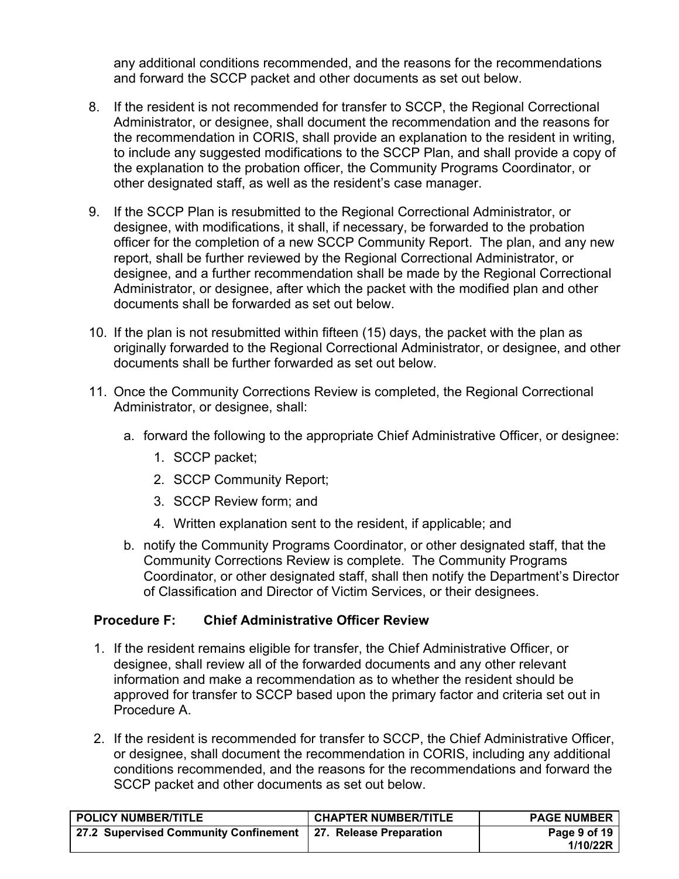any additional conditions recommended, and the reasons for the recommendations and forward the SCCP packet and other documents as set out below.

8. If the resident is not recommended for transfer to SCCP, the Regional Correctional Administrator, or designee, shall document the recommendation and the reasons for the recommendation in CORIS, shall provide an explanation to the resident in writing, to include any suggested modifications to the SCCP Plan, and shall provide a copy of the explanation to the probation officer, the Community Programs Coordinator, or other designated staff, as well as the resident's case manager.

9. If the SCCP Plan is resubmitted to the Regional Correctional Administrator, or designee, with modifications, it shall, if necessary, be forwarded to the probation officer for the completion of a new SCCP Community Report. The plan, and any new report, shall be further reviewed by the Regional Correctional Administrator, or designee, and a further recommendation shall be made by the Regional Correctional Administrator, or designee, after which the packet with the modified plan and other documents shall be forwarded as set out below.

10. If the plan is not resubmitted within fifteen (15) days, the packet with the plan as originally forwarded to the Regional Correctional Administrator, or designee, and other documents shall be further forwarded as set out below.

11. Once the Community Corrections Review is completed, the Regional Correctional Administrator, or designee, shall:

    a. forward the following to the appropriate Chief Administrative Officer, or designee:

        1. SCCP packet;

        2. SCCP Community Report;

        3. SCCP Review form; and

        4. Written explanation sent to the resident, if applicable; and

    b. notify the Community Programs Coordinator, or other designated staff, that the Community Corrections Review is complete. The Community Programs Coordinator, or other designated staff, shall then notify the Department's Director of Classification and Director of Victim Services, or their designees.

### Procedure F: Chief Administrative Officer Review

1. If the resident remains eligible for transfer, the Chief Administrative Officer, or designee, shall review all of the forwarded documents and any other relevant information and make a recommendation as to whether the resident should be approved for transfer to SCCP based upon the primary factor and criteria set out in Procedure A.

2. If the resident is recommended for transfer to SCCP, the Chief Administrative Officer, or designee, shall document the recommendation in CORIS, including any additional conditions recommended, and the reasons for the recommendations and forward the SCCP packet and other documents as set out below.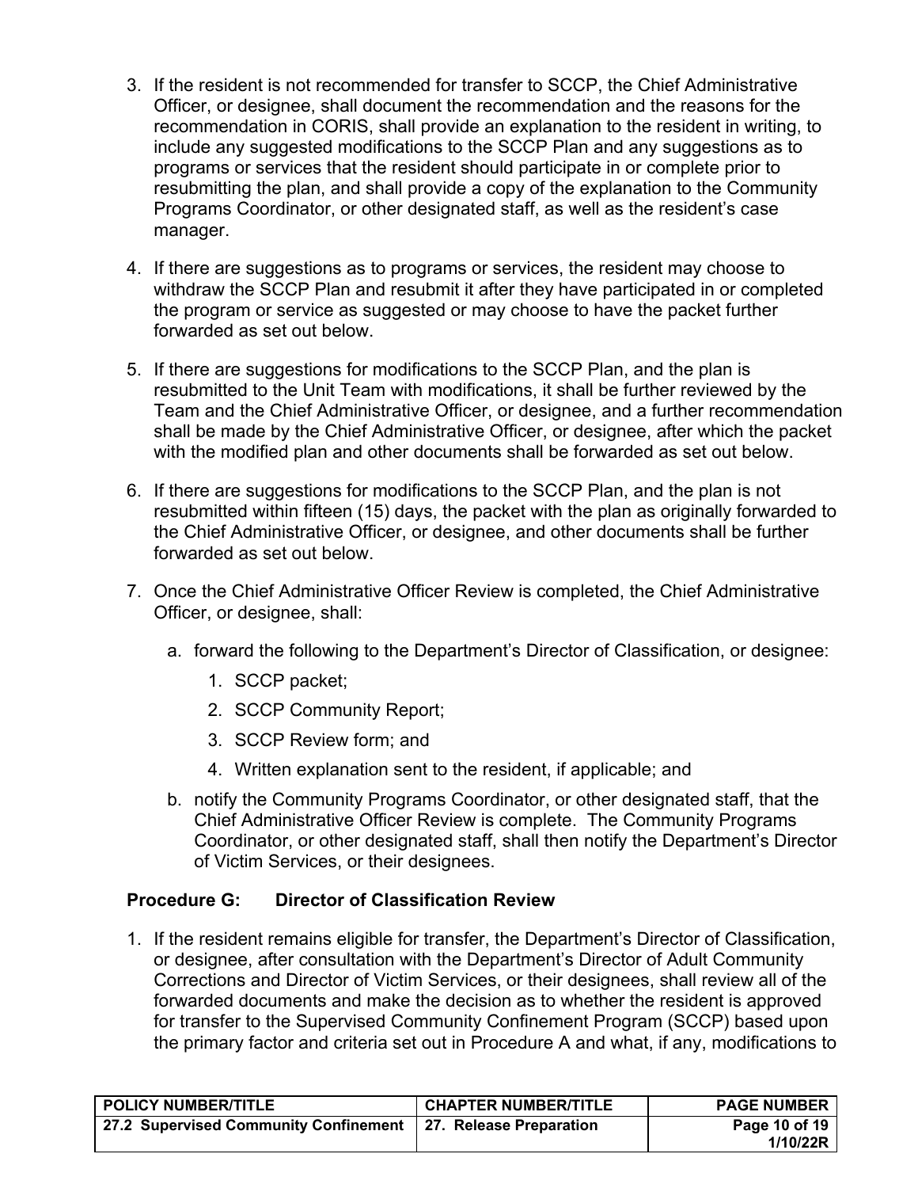3. If the resident is not recommended for transfer to SCCP, the Chief Administrative Officer, or designee, shall document the recommendation and the reasons for the recommendation in CORIS, shall provide an explanation to the resident in writing, to include any suggested modifications to the SCCP Plan and any suggestions as to programs or services that the resident should participate in or complete prior to resubmitting the plan, and shall provide a copy of the explanation to the Community Programs Coordinator, or other designated staff, as well as the resident's case manager.

4. If there are suggestions as to programs or services, the resident may choose to withdraw the SCCP Plan and resubmit it after they have participated in or completed the program or service as suggested or may choose to have the packet further forwarded as set out below.

5. If there are suggestions for modifications to the SCCP Plan, and the plan is resubmitted to the Unit Team with modifications, it shall be further reviewed by the Team and the Chief Administrative Officer, or designee, and a further recommendation shall be made by the Chief Administrative Officer, or designee, after which the packet with the modified plan and other documents shall be forwarded as set out below.

6. If there are suggestions for modifications to the SCCP Plan, and the plan is not resubmitted within fifteen (15) days, the packet with the plan as originally forwarded to the Chief Administrative Officer, or designee, and other documents shall be further forwarded as set out below.

7. Once the Chief Administrative Officer Review is completed, the Chief Administrative Officer, or designee, shall:

   a. forward the following to the Department's Director of Classification, or designee:

      1. SCCP packet;
      2. SCCP Community Report;
      3. SCCP Review form; and
      4. Written explanation sent to the resident, if applicable; and

   b. notify the Community Programs Coordinator, or other designated staff, that the Chief Administrative Officer Review is complete. The Community Programs Coordinator, or other designated staff, shall then notify the Department's Director of Victim Services, or their designees.

### Procedure G: Director of Classification Review

1. If the resident remains eligible for transfer, the Department's Director of Classification, or designee, after consultation with the Department's Director of Adult Community Corrections and Director of Victim Services, or their designees, shall review all of the forwarded documents and make the decision as to whether the resident is approved for transfer to the Supervised Community Confinement Program (SCCP) based upon the primary factor and criteria set out in Procedure A and what, if any, modifications to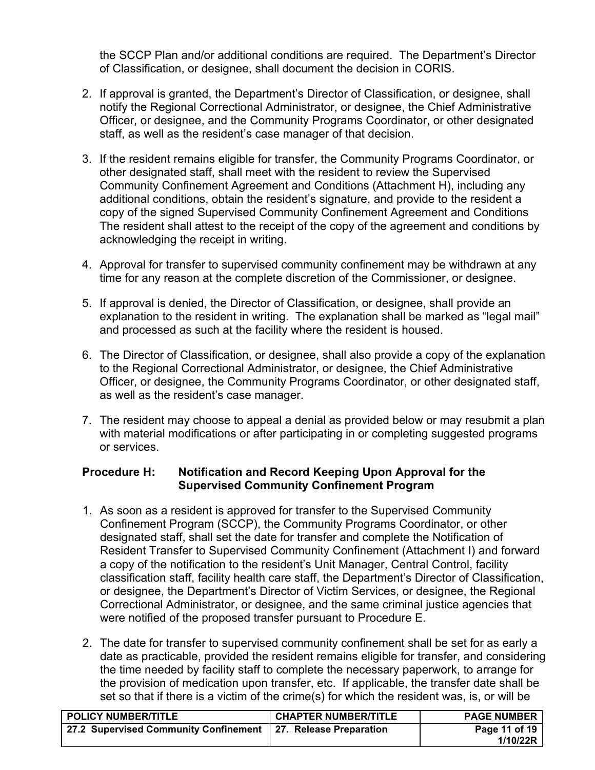the SCCP Plan and/or additional conditions are required. The Department's Director of Classification, or designee, shall document the decision in CORIS.

2. If approval is granted, the Department's Director of Classification, or designee, shall notify the Regional Correctional Administrator, or designee, the Chief Administrative Officer, or designee, and the Community Programs Coordinator, or other designated staff, as well as the resident's case manager of that decision.

3. If the resident remains eligible for transfer, the Community Programs Coordinator, or other designated staff, shall meet with the resident to review the Supervised Community Confinement Agreement and Conditions (Attachment H), including any additional conditions, obtain the resident's signature, and provide to the resident a copy of the signed Supervised Community Confinement Agreement and Conditions The resident shall attest to the receipt of the copy of the agreement and conditions by acknowledging the receipt in writing.

4. Approval for transfer to supervised community confinement may be withdrawn at any time for any reason at the complete discretion of the Commissioner, or designee.

5. If approval is denied, the Director of Classification, or designee, shall provide an explanation to the resident in writing. The explanation shall be marked as "legal mail" and processed as such at the facility where the resident is housed.

6. The Director of Classification, or designee, shall also provide a copy of the explanation to the Regional Correctional Administrator, or designee, the Chief Administrative Officer, or designee, the Community Programs Coordinator, or other designated staff, as well as the resident's case manager.

7. The resident may choose to appeal a denial as provided below or may resubmit a plan with material modifications or after participating in or completing suggested programs or services.

**Procedure H: Notification and Record Keeping Upon Approval for the Supervised Community Confinement Program**

1. As soon as a resident is approved for transfer to the Supervised Community Confinement Program (SCCP), the Community Programs Coordinator, or other designated staff, shall set the date for transfer and complete the Notification of Resident Transfer to Supervised Community Confinement (Attachment I) and forward a copy of the notification to the resident's Unit Manager, Central Control, facility classification staff, facility health care staff, the Department's Director of Classification, or designee, the Department's Director of Victim Services, or designee, the Regional Correctional Administrator, or designee, and the same criminal justice agencies that were notified of the proposed transfer pursuant to Procedure E.

2. The date for transfer to supervised community confinement shall be set for as early a date as practicable, provided the resident remains eligible for transfer, and considering the time needed by facility staff to complete the necessary paperwork, to arrange for the provision of medication upon transfer, etc. If applicable, the transfer date shall be set so that if there is a victim of the crime(s) for which the resident was, is, or will be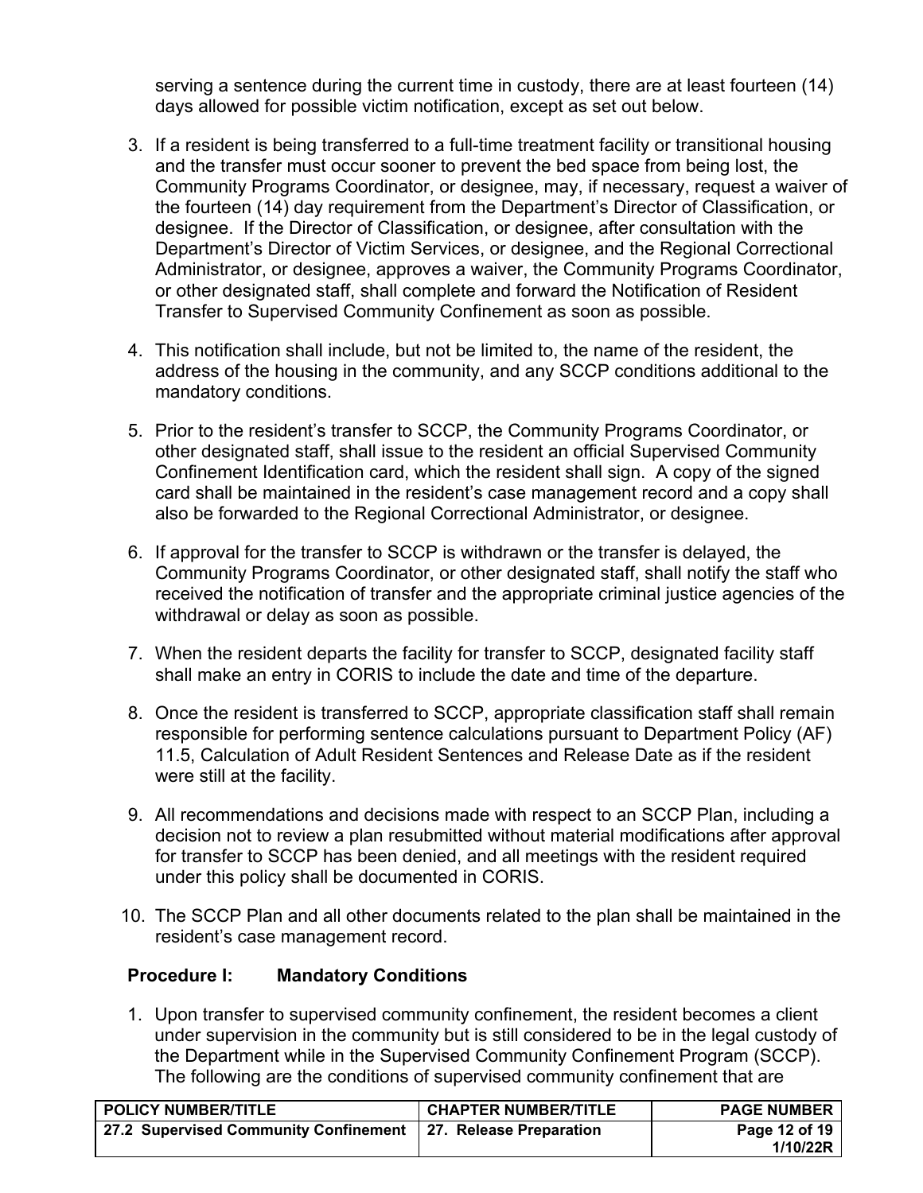serving a sentence during the current time in custody, there are at least fourteen (14) days allowed for possible victim notification, except as set out below.

3. If a resident is being transferred to a full-time treatment facility or transitional housing and the transfer must occur sooner to prevent the bed space from being lost, the Community Programs Coordinator, or designee, may, if necessary, request a waiver of the fourteen (14) day requirement from the Department's Director of Classification, or designee. If the Director of Classification, or designee, after consultation with the Department's Director of Victim Services, or designee, and the Regional Correctional Administrator, or designee, approves a waiver, the Community Programs Coordinator, or other designated staff, shall complete and forward the Notification of Resident Transfer to Supervised Community Confinement as soon as possible.

4. This notification shall include, but not be limited to, the name of the resident, the address of the housing in the community, and any SCCP conditions additional to the mandatory conditions.

5. Prior to the resident's transfer to SCCP, the Community Programs Coordinator, or other designated staff, shall issue to the resident an official Supervised Community Confinement Identification card, which the resident shall sign. A copy of the signed card shall be maintained in the resident's case management record and a copy shall also be forwarded to the Regional Correctional Administrator, or designee.

6. If approval for the transfer to SCCP is withdrawn or the transfer is delayed, the Community Programs Coordinator, or other designated staff, shall notify the staff who received the notification of transfer and the appropriate criminal justice agencies of the withdrawal or delay as soon as possible.

7. When the resident departs the facility for transfer to SCCP, designated facility staff shall make an entry in CORIS to include the date and time of the departure.

8. Once the resident is transferred to SCCP, appropriate classification staff shall remain responsible for performing sentence calculations pursuant to Department Policy (AF) 11.5, Calculation of Adult Resident Sentences and Release Date as if the resident were still at the facility.

9. All recommendations and decisions made with respect to an SCCP Plan, including a decision not to review a plan resubmitted without material modifications after approval for transfer to SCCP has been denied, and all meetings with the resident required under this policy shall be documented in CORIS.

10. The SCCP Plan and all other documents related to the plan shall be maintained in the resident's case management record.

**Procedure I: Mandatory Conditions**

1. Upon transfer to supervised community confinement, the resident becomes a client under supervision in the community but is still considered to be in the legal custody of the Department while in the Supervised Community Confinement Program (SCCP). The following are the conditions of supervised community confinement that are

| POLICY NUMBER/TITLE | CHAPTER NUMBER/TITLE | PAGE NUMBER |
| --- | --- | --- |
| 27.2 Supervised Community Confinement | 27. Release Preparation | Page 12 of 19 1/10/22R |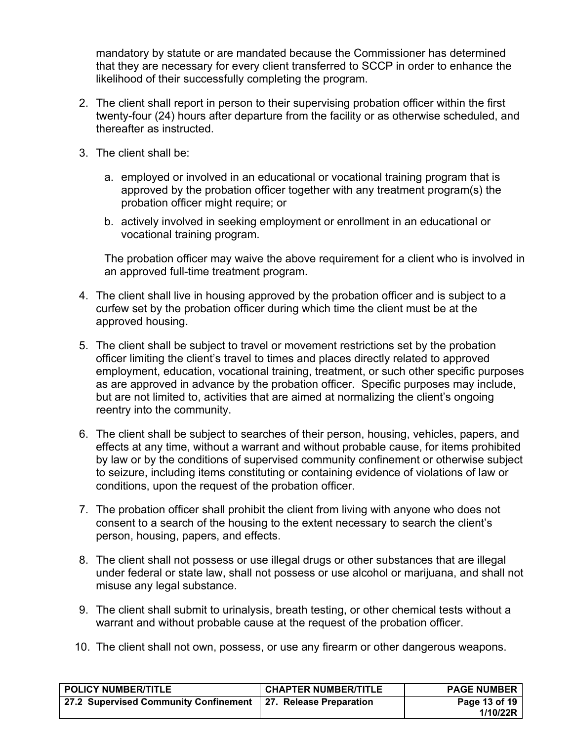mandatory by statute or are mandated because the Commissioner has determined that they are necessary for every client transferred to SCCP in order to enhance the likelihood of their successfully completing the program.

2. The client shall report in person to their supervising probation officer within the first twenty-four (24) hours after departure from the facility or as otherwise scheduled, and thereafter as instructed.

3. The client shall be:

   a. employed or involved in an educational or vocational training program that is approved by the probation officer together with any treatment program(s) the probation officer might require; or

   b. actively involved in seeking employment or enrollment in an educational or vocational training program.

   The probation officer may waive the above requirement for a client who is involved in an approved full-time treatment program.

4. The client shall live in housing approved by the probation officer and is subject to a curfew set by the probation officer during which time the client must be at the approved housing.

5. The client shall be subject to travel or movement restrictions set by the probation officer limiting the client's travel to times and places directly related to approved employment, education, vocational training, treatment, or such other specific purposes as are approved in advance by the probation officer. Specific purposes may include, but are not limited to, activities that are aimed at normalizing the client's ongoing reentry into the community.

6. The client shall be subject to searches of their person, housing, vehicles, papers, and effects at any time, without a warrant and without probable cause, for items prohibited by law or by the conditions of supervised community confinement or otherwise subject to seizure, including items constituting or containing evidence of violations of law or conditions, upon the request of the probation officer.

7. The probation officer shall prohibit the client from living with anyone who does not consent to a search of the housing to the extent necessary to search the client's person, housing, papers, and effects.

8. The client shall not possess or use illegal drugs or other substances that are illegal under federal or state law, shall not possess or use alcohol or marijuana, and shall not misuse any legal substance.

9. The client shall submit to urinalysis, breath testing, or other chemical tests without a warrant and without probable cause at the request of the probation officer.

10. The client shall not own, possess, or use any firearm or other dangerous weapons.

| POLICY NUMBER/TITLE | CHAPTER NUMBER/TITLE | PAGE NUMBER |
| --- | --- | --- |
| 27.2 Supervised Community Confinement | 27. Release Preparation | Page 13 of 19 1/10/22R |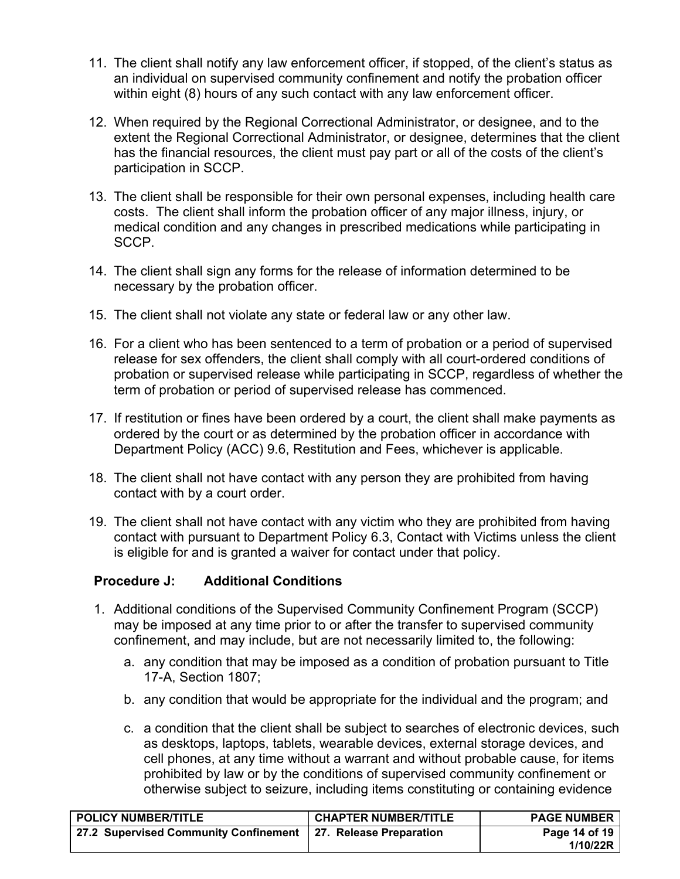11. The client shall notify any law enforcement officer, if stopped, of the client's status as an individual on supervised community confinement and notify the probation officer within eight (8) hours of any such contact with any law enforcement officer.

12. When required by the Regional Correctional Administrator, or designee, and to the extent the Regional Correctional Administrator, or designee, determines that the client has the financial resources, the client must pay part or all of the costs of the client's participation in SCCP.

13. The client shall be responsible for their own personal expenses, including health care costs. The client shall inform the probation officer of any major illness, injury, or medical condition and any changes in prescribed medications while participating in SCCP.

14. The client shall sign any forms for the release of information determined to be necessary by the probation officer.

15. The client shall not violate any state or federal law or any other law.

16. For a client who has been sentenced to a term of probation or a period of supervised release for sex offenders, the client shall comply with all court-ordered conditions of probation or supervised release while participating in SCCP, regardless of whether the term of probation or period of supervised release has commenced.

17. If restitution or fines have been ordered by a court, the client shall make payments as ordered by the court or as determined by the probation officer in accordance with Department Policy (ACC) 9.6, Restitution and Fees, whichever is applicable.

18. The client shall not have contact with any person they are prohibited from having contact with by a court order.

19. The client shall not have contact with any victim who they are prohibited from having contact with pursuant to Department Policy 6.3, Contact with Victims unless the client is eligible for and is granted a waiver for contact under that policy.

### Procedure J: Additional Conditions

1. Additional conditions of the Supervised Community Confinement Program (SCCP) may be imposed at any time prior to or after the transfer to supervised community confinement, and may include, but are not necessarily limited to, the following:

    a. any condition that may be imposed as a condition of probation pursuant to Title 17-A, Section 1807;

    b. any condition that would be appropriate for the individual and the program; and

    c. a condition that the client shall be subject to searches of electronic devices, such as desktops, laptops, tablets, wearable devices, external storage devices, and cell phones, at any time without a warrant and without probable cause, for items prohibited by law or by the conditions of supervised community confinement or otherwise subject to seizure, including items constituting or containing evidence

| POLICY NUMBER/TITLE | CHAPTER NUMBER/TITLE | PAGE NUMBER |
|---|---|---|
| 27.2 Supervised Community Confinement | 27. Release Preparation | Page 14 of 19 1/10/22R |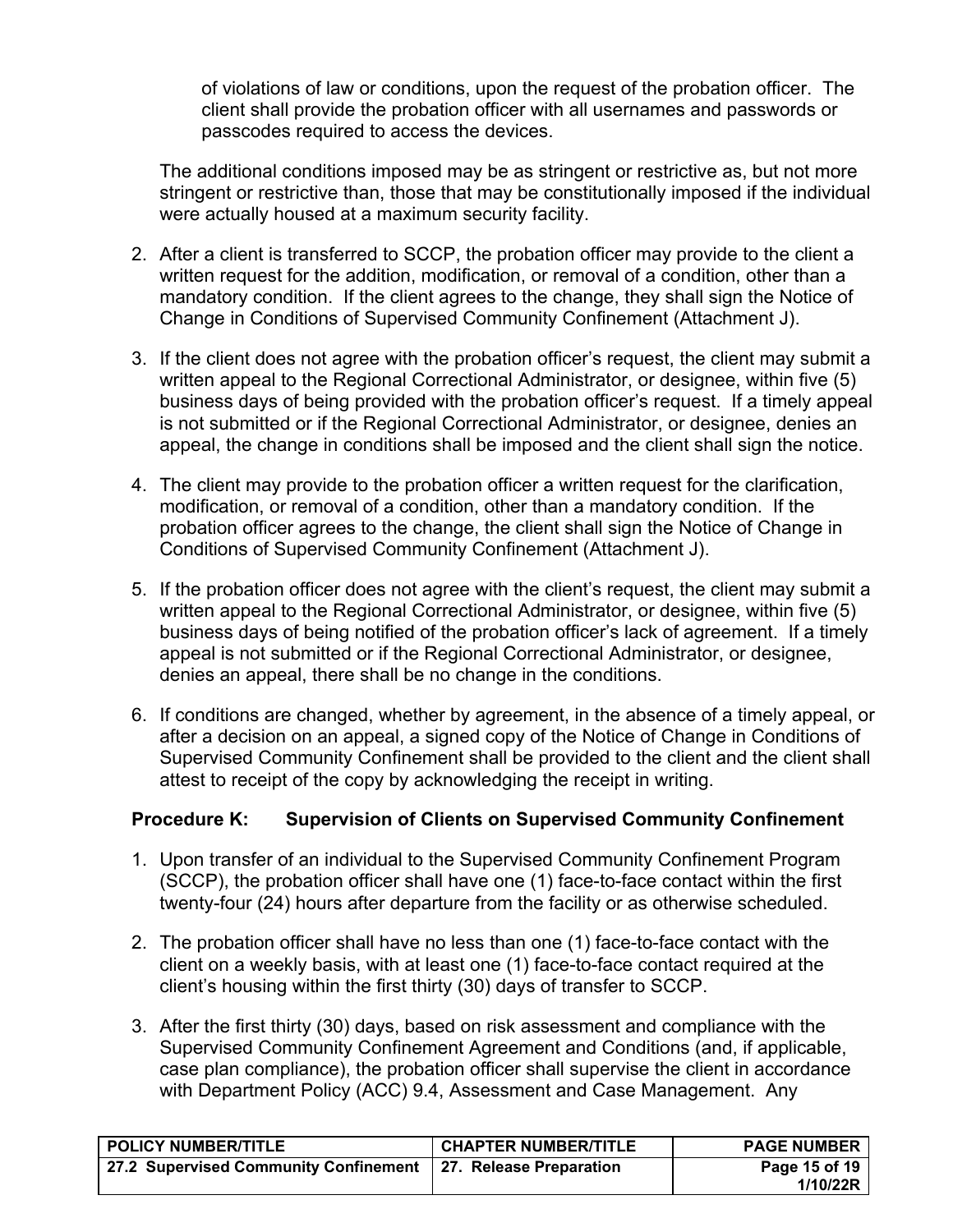of violations of law or conditions, upon the request of the probation officer. The client shall provide the probation officer with all usernames and passwords or passcodes required to access the devices.

The additional conditions imposed may be as stringent or restrictive as, but not more stringent or restrictive than, those that may be constitutionally imposed if the individual were actually housed at a maximum security facility.

2. After a client is transferred to SCCP, the probation officer may provide to the client a written request for the addition, modification, or removal of a condition, other than a mandatory condition. If the client agrees to the change, they shall sign the Notice of Change in Conditions of Supervised Community Confinement (Attachment J).

3. If the client does not agree with the probation officer's request, the client may submit a written appeal to the Regional Correctional Administrator, or designee, within five (5) business days of being provided with the probation officer's request. If a timely appeal is not submitted or if the Regional Correctional Administrator, or designee, denies an appeal, the change in conditions shall be imposed and the client shall sign the notice.

4. The client may provide to the probation officer a written request for the clarification, modification, or removal of a condition, other than a mandatory condition. If the probation officer agrees to the change, the client shall sign the Notice of Change in Conditions of Supervised Community Confinement (Attachment J).

5. If the probation officer does not agree with the client's request, the client may submit a written appeal to the Regional Correctional Administrator, or designee, within five (5) business days of being notified of the probation officer's lack of agreement. If a timely appeal is not submitted or if the Regional Correctional Administrator, or designee, denies an appeal, there shall be no change in the conditions.

6. If conditions are changed, whether by agreement, in the absence of a timely appeal, or after a decision on an appeal, a signed copy of the Notice of Change in Conditions of Supervised Community Confinement shall be provided to the client and the client shall attest to receipt of the copy by acknowledging the receipt in writing.

### Procedure K: Supervision of Clients on Supervised Community Confinement

1. Upon transfer of an individual to the Supervised Community Confinement Program (SCCP), the probation officer shall have one (1) face-to-face contact within the first twenty-four (24) hours after departure from the facility or as otherwise scheduled.

2. The probation officer shall have no less than one (1) face-to-face contact with the client on a weekly basis, with at least one (1) face-to-face contact required at the client's housing within the first thirty (30) days of transfer to SCCP.

3. After the first thirty (30) days, based on risk assessment and compliance with the Supervised Community Confinement Agreement and Conditions (and, if applicable, case plan compliance), the probation officer shall supervise the client in accordance with Department Policy (ACC) 9.4, Assessment and Case Management. Any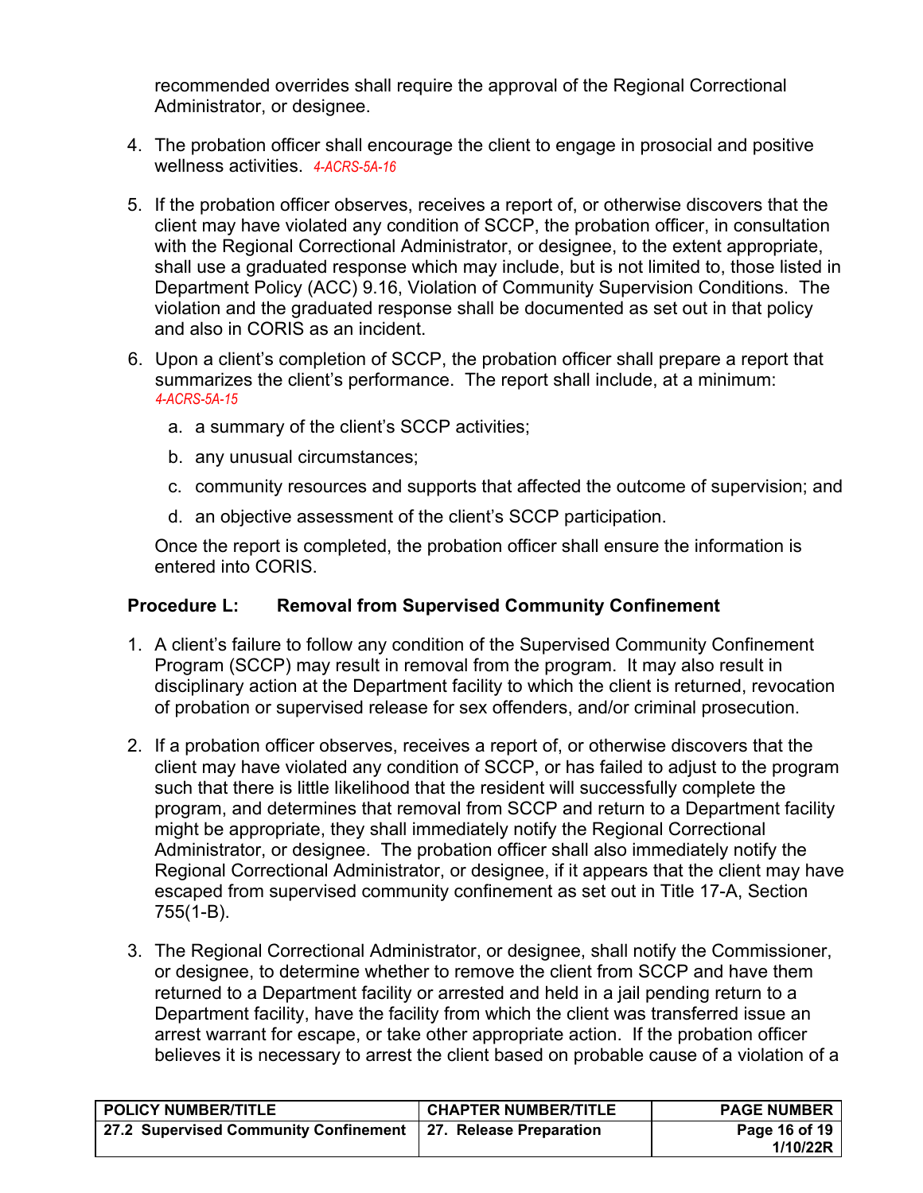recommended overrides shall require the approval of the Regional Correctional Administrator, or designee.

4. The probation officer shall encourage the client to engage in prosocial and positive wellness activities. *4-ACRS-5A-16*

5. If the probation officer observes, receives a report of, or otherwise discovers that the client may have violated any condition of SCCP, the probation officer, in consultation with the Regional Correctional Administrator, or designee, to the extent appropriate, shall use a graduated response which may include, but is not limited to, those listed in Department Policy (ACC) 9.16, Violation of Community Supervision Conditions. The violation and the graduated response shall be documented as set out in that policy and also in CORIS as an incident.

6. Upon a client's completion of SCCP, the probation officer shall prepare a report that summarizes the client's performance. The report shall include, at a minimum: *4-ACRS-5A-15*

   a. a summary of the client's SCCP activities;

   b. any unusual circumstances;

   c. community resources and supports that affected the outcome of supervision; and

   d. an objective assessment of the client's SCCP participation.

   Once the report is completed, the probation officer shall ensure the information is entered into CORIS.

**Procedure L: Removal from Supervised Community Confinement**

1. A client's failure to follow any condition of the Supervised Community Confinement Program (SCCP) may result in removal from the program. It may also result in disciplinary action at the Department facility to which the client is returned, revocation of probation or supervised release for sex offenders, and/or criminal prosecution.

2. If a probation officer observes, receives a report of, or otherwise discovers that the client may have violated any condition of SCCP, or has failed to adjust to the program such that there is little likelihood that the resident will successfully complete the program, and determines that removal from SCCP and return to a Department facility might be appropriate, they shall immediately notify the Regional Correctional Administrator, or designee. The probation officer shall also immediately notify the Regional Correctional Administrator, or designee, if it appears that the client may have escaped from supervised community confinement as set out in Title 17-A, Section 755(1-B).

3. The Regional Correctional Administrator, or designee, shall notify the Commissioner, or designee, to determine whether to remove the client from SCCP and have them returned to a Department facility or arrested and held in a jail pending return to a Department facility, have the facility from which the client was transferred issue an arrest warrant for escape, or take other appropriate action. If the probation officer believes it is necessary to arrest the client based on probable cause of a violation of a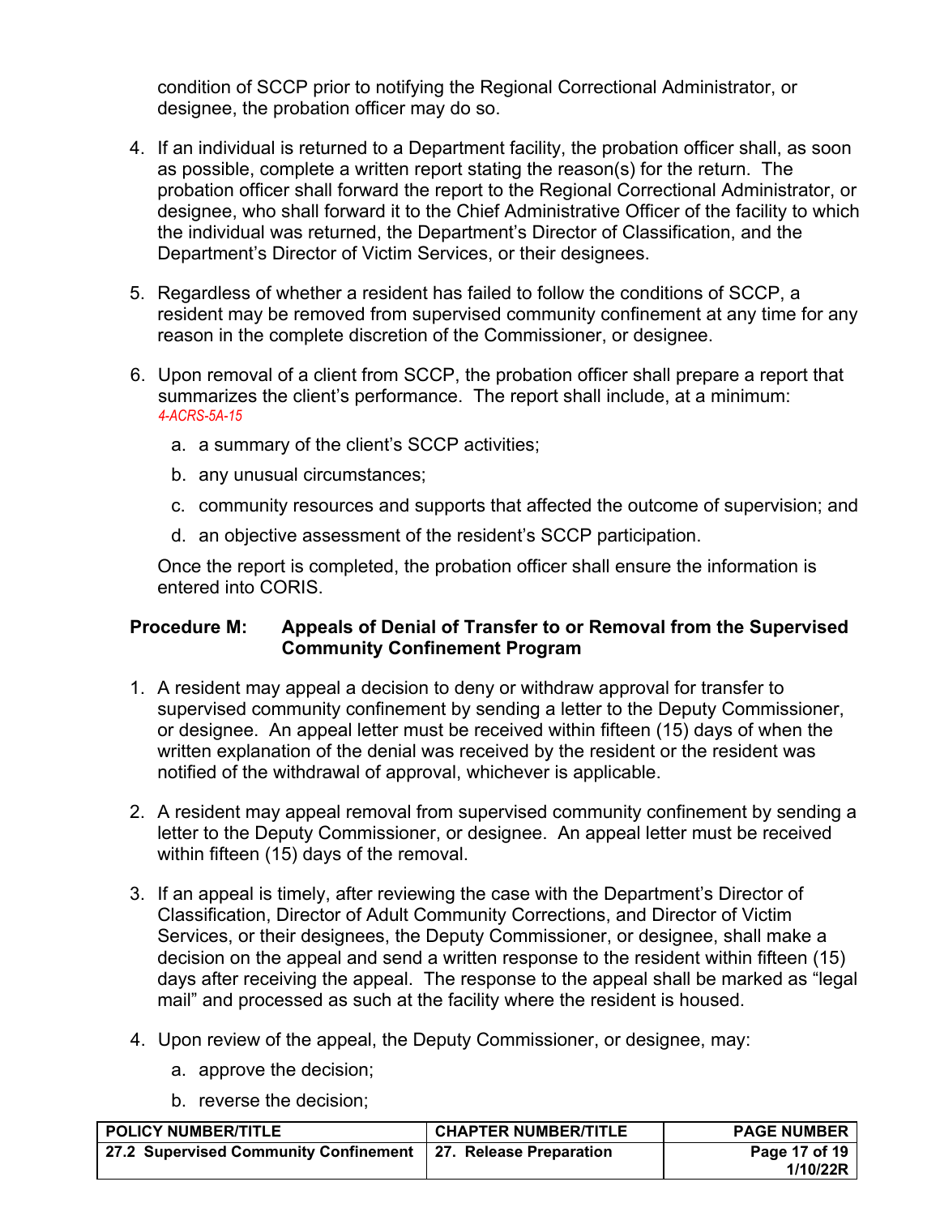condition of SCCP prior to notifying the Regional Correctional Administrator, or designee, the probation officer may do so.

4. If an individual is returned to a Department facility, the probation officer shall, as soon as possible, complete a written report stating the reason(s) for the return. The probation officer shall forward the report to the Regional Correctional Administrator, or designee, who shall forward it to the Chief Administrative Officer of the facility to which the individual was returned, the Department's Director of Classification, and the Department's Director of Victim Services, or their designees.

5. Regardless of whether a resident has failed to follow the conditions of SCCP, a resident may be removed from supervised community confinement at any time for any reason in the complete discretion of the Commissioner, or designee.

6. Upon removal of a client from SCCP, the probation officer shall prepare a report that summarizes the client's performance. The report shall include, at a minimum: *4-ACRS-5A-15*

   a. a summary of the client's SCCP activities;

   b. any unusual circumstances;

   c. community resources and supports that affected the outcome of supervision; and

   d. an objective assessment of the resident's SCCP participation.

   Once the report is completed, the probation officer shall ensure the information is entered into CORIS.

**Procedure M: Appeals of Denial of Transfer to or Removal from the Supervised Community Confinement Program**

1. A resident may appeal a decision to deny or withdraw approval for transfer to supervised community confinement by sending a letter to the Deputy Commissioner, or designee. An appeal letter must be received within fifteen (15) days of when the written explanation of the denial was received by the resident or the resident was notified of the withdrawal of approval, whichever is applicable.

2. A resident may appeal removal from supervised community confinement by sending a letter to the Deputy Commissioner, or designee. An appeal letter must be received within fifteen (15) days of the removal.

3. If an appeal is timely, after reviewing the case with the Department's Director of Classification, Director of Adult Community Corrections, and Director of Victim Services, or their designees, the Deputy Commissioner, or designee, shall make a decision on the appeal and send a written response to the resident within fifteen (15) days after receiving the appeal. The response to the appeal shall be marked as "legal mail" and processed as such at the facility where the resident is housed.

4. Upon review of the appeal, the Deputy Commissioner, or designee, may:

   a. approve the decision;

   b. reverse the decision;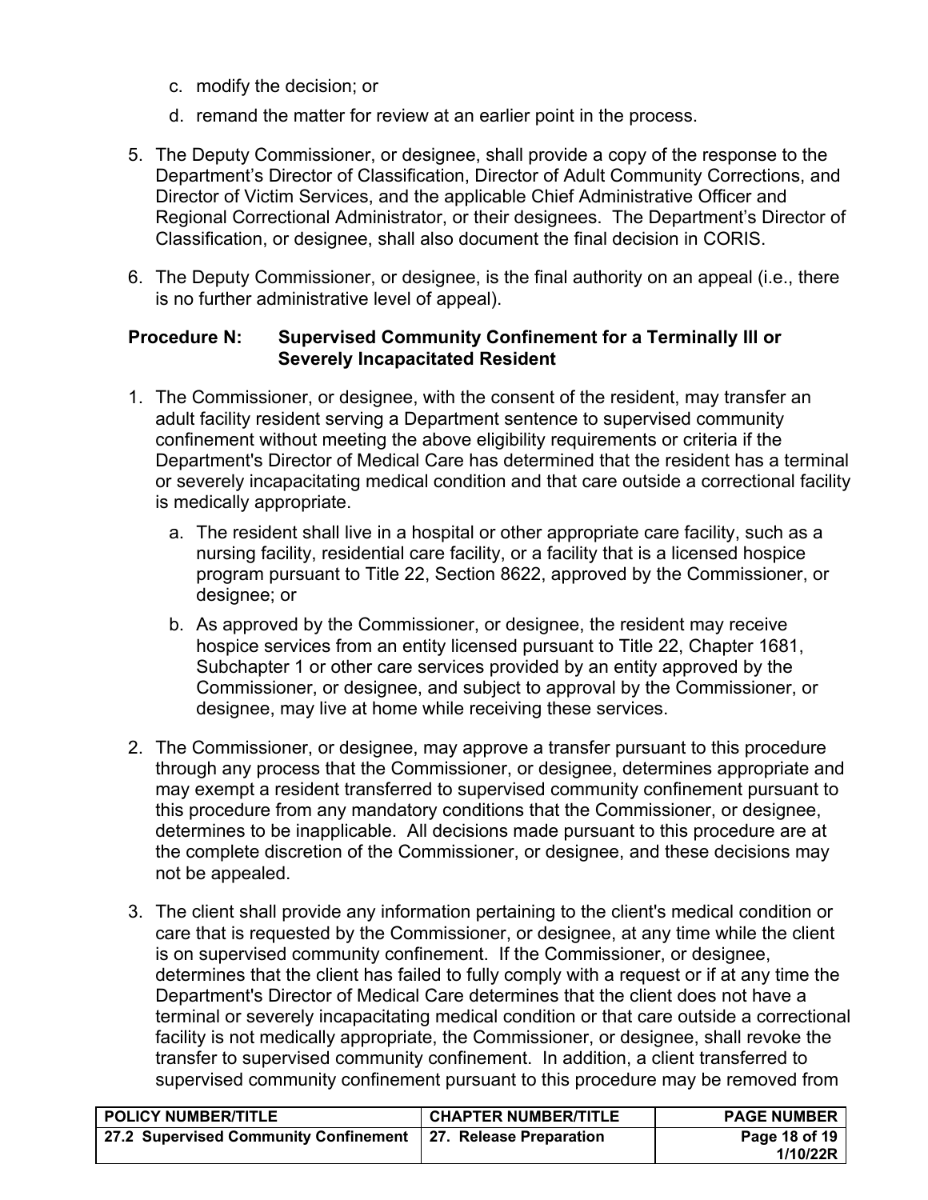c. modify the decision; or

d. remand the matter for review at an earlier point in the process.

5. The Deputy Commissioner, or designee, shall provide a copy of the response to the Department's Director of Classification, Director of Adult Community Corrections, and Director of Victim Services, and the applicable Chief Administrative Officer and Regional Correctional Administrator, or their designees. The Department's Director of Classification, or designee, shall also document the final decision in CORIS.

6. The Deputy Commissioner, or designee, is the final authority on an appeal (i.e., there is no further administrative level of appeal).

**Procedure N: Supervised Community Confinement for a Terminally Ill or Severely Incapacitated Resident**

1. The Commissioner, or designee, with the consent of the resident, may transfer an adult facility resident serving a Department sentence to supervised community confinement without meeting the above eligibility requirements or criteria if the Department's Director of Medical Care has determined that the resident has a terminal or severely incapacitating medical condition and that care outside a correctional facility is medically appropriate.

   a. The resident shall live in a hospital or other appropriate care facility, such as a nursing facility, residential care facility, or a facility that is a licensed hospice program pursuant to Title 22, Section 8622, approved by the Commissioner, or designee; or

   b. As approved by the Commissioner, or designee, the resident may receive hospice services from an entity licensed pursuant to Title 22, Chapter 1681, Subchapter 1 or other care services provided by an entity approved by the Commissioner, or designee, and subject to approval by the Commissioner, or designee, may live at home while receiving these services.

2. The Commissioner, or designee, may approve a transfer pursuant to this procedure through any process that the Commissioner, or designee, determines appropriate and may exempt a resident transferred to supervised community confinement pursuant to this procedure from any mandatory conditions that the Commissioner, or designee, determines to be inapplicable. All decisions made pursuant to this procedure are at the complete discretion of the Commissioner, or designee, and these decisions may not be appealed.

3. The client shall provide any information pertaining to the client's medical condition or care that is requested by the Commissioner, or designee, at any time while the client is on supervised community confinement. If the Commissioner, or designee, determines that the client has failed to fully comply with a request or if at any time the Department's Director of Medical Care determines that the client does not have a terminal or severely incapacitating medical condition or that care outside a correctional facility is not medically appropriate, the Commissioner, or designee, shall revoke the transfer to supervised community confinement. In addition, a client transferred to supervised community confinement pursuant to this procedure may be removed from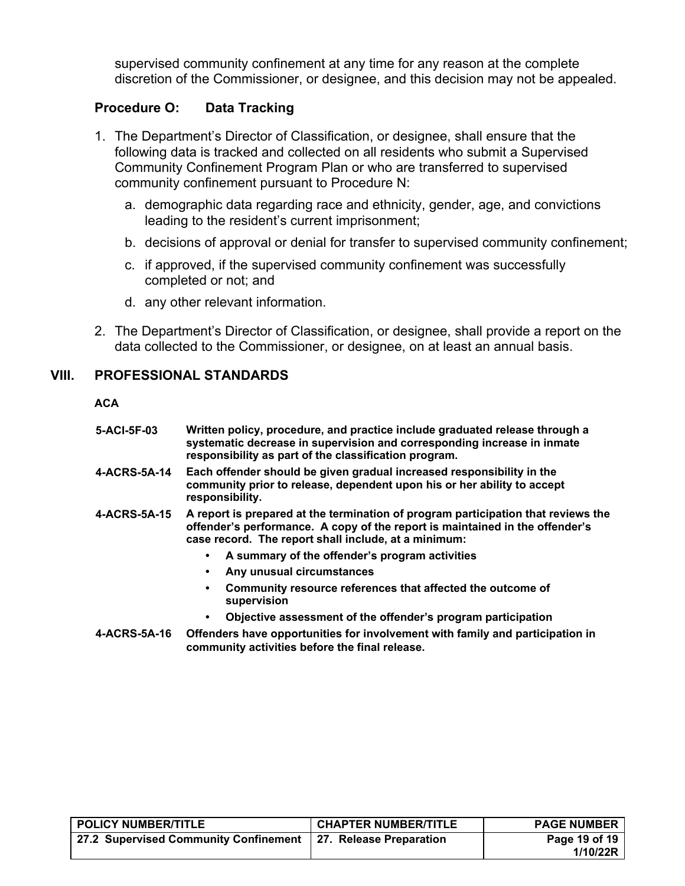supervised community confinement at any time for any reason at the complete discretion of the Commissioner, or designee, and this decision may not be appealed.

### Procedure O: Data Tracking

1. The Department's Director of Classification, or designee, shall ensure that the following data is tracked and collected on all residents who submit a Supervised Community Confinement Program Plan or who are transferred to supervised community confinement pursuant to Procedure N:
   a. demographic data regarding race and ethnicity, gender, age, and convictions leading to the resident's current imprisonment;
   b. decisions of approval or denial for transfer to supervised community confinement;
   c. if approved, if the supervised community confinement was successfully completed or not; and
   d. any other relevant information.
2. The Department's Director of Classification, or designee, shall provide a report on the data collected to the Commissioner, or designee, on at least an annual basis.

## VIII. PROFESSIONAL STANDARDS

**ACA**

| | |
|---|---|
| **5-ACI-5F-03** | **Written policy, procedure, and practice include graduated release through a systematic decrease in supervision and corresponding increase in inmate responsibility as part of the classification program.** |
| **4-ACRS-5A-14** | **Each offender should be given gradual increased responsibility in the community prior to release, dependent upon his or her ability to accept responsibility.** |
| **4-ACRS-5A-15** | **A report is prepared at the termination of program participation that reviews the offender's performance. A copy of the report is maintained in the offender's case record. The report shall include, at a minimum:**<br>• **A summary of the offender's program activities**<br>• **Any unusual circumstances**<br>• **Community resource references that affected the outcome of supervision**<br>• **Objective assessment of the offender's program participation** |
| **4-ACRS-5A-16** | **Offenders have opportunities for involvement with family and participation in community activities before the final release.** |

| POLICY NUMBER/TITLE | CHAPTER NUMBER/TITLE | PAGE NUMBER |
|---|---|---|
| 27.2 Supervised Community Confinement | 27. Release Preparation | Page 19 of 19 1/10/22R |